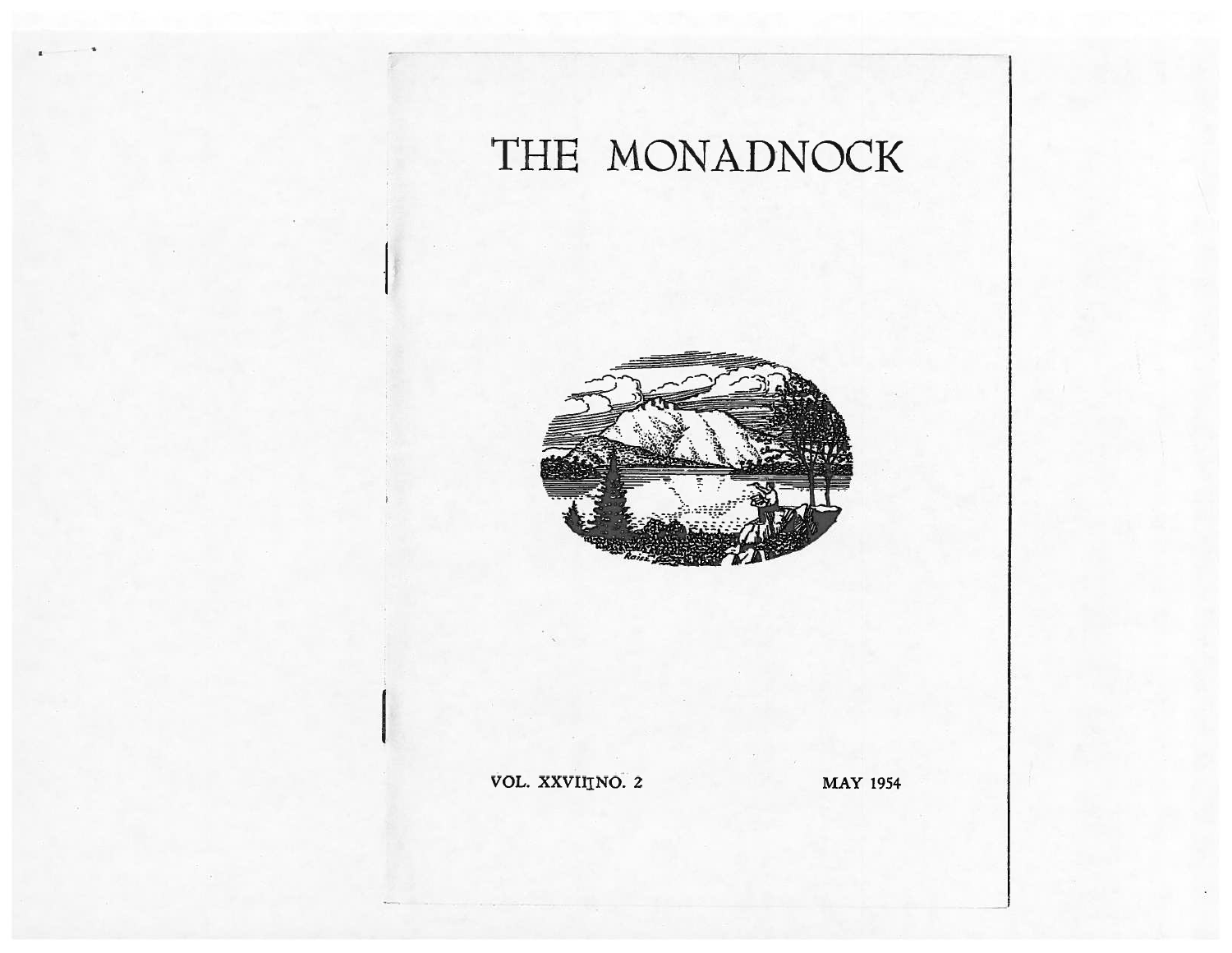# THE MONADNOCK

VOL. XXVIII NO. 2 MAY 1954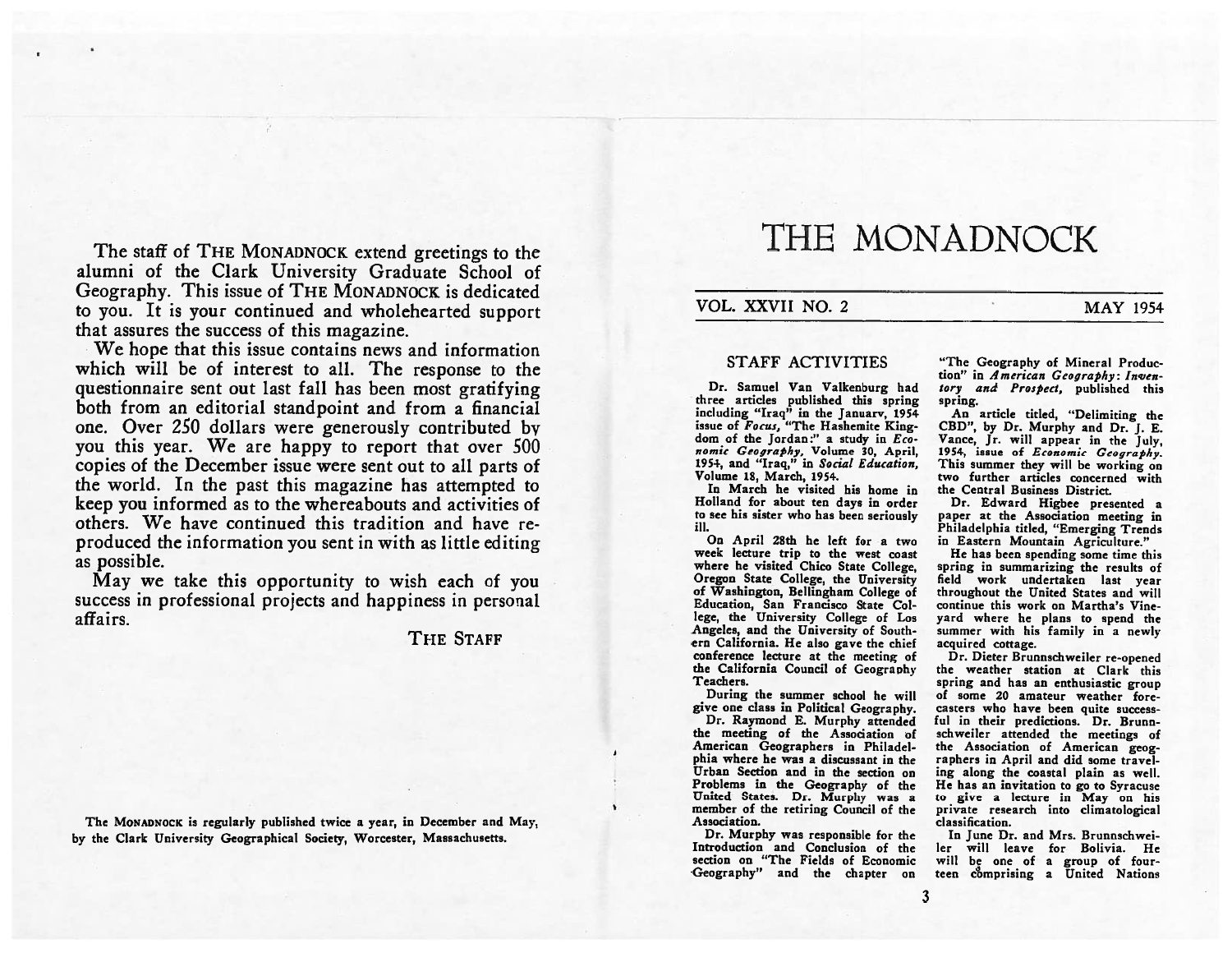The staff of THE MONADNOCK extend greetings to the alumni of the Clark University Graduate School of Geography. This issue of THE MONADNOCK is dedicated to you. It is your continued and wholehearted support that assures the success of this magazine.

We hope that this issue contains news and information which will be of interest to all. The response to the questionnaire sent out last fall has been most gratifying both from an editorial standpoint and from a financial one. Over 250 dollars were generously contributed by you this year. We are happy to report that over 500 copies of the December issue were sent out to all parts of the world. In the past this magazine has attempted to keep you informed as to the whereabouts and activities of others. We have continued this tradition and have reproduced the information you sent in with as little editing as possible.

May we take this opportunity to wish each of you success in professional projects and happiness in personal affairs.

THE STAFF

The MONADNOCK is regularly published twice a year, in December and May, by the Clark University Geographical Society, Worcester, Massachusetts.

# THE MONADNOCK

VOL. XXVII NO. 2 — MAY 1954

## STAFF ACTIVITIES

Dr. Samuel Van Valkenburg had three articles published this spring including "Iraq" in the January, 1954 issue of *Focus*, "The Hashemite Kingdom of the Jordan:" a study in *Economic Geography*, Volume 30, April, 1954, and "Iraq," in *Social Education*, Volume 18, March, 1954.

In March he visited his home in Holland for about ten days in order to see his sister who has been seriously ill.

On April 28th he left for a two week lecture trip to the west coast where he visited Chico State College, Oregon State College, the University of Washington, Bellingham College of Education, San Francisco State College, the University College of Los Angeles, and the University of Southern California. He also gave the chief conference lecture at the meeting of the California Council of Geography Teachers.

During the summer school he will give one class in Political Geography.

Dr. Raymond E. Murphy attended the meeting of the Association of American Geographers in Philadelphia where he was a discussant in the Urban Section and in the section on Problems in the Geography of the United States. Dr. Murphy was a member of the retiring Council of the Association.

Dr. Murphy was responsible for the Introduction and Conclusion of the section on "The Fields of Economic Geography" and the chapter on "The Geography of Mineral Production" in *American Geography: Inventory and Prospect*, published this spring.

An article titled, "Delimiting the CBD", by Dr. Murphy and Dr. J. E. Vance, Jr. will appear in the July, 1954, issue of *Economic Geography*. This summer they will be working on two further articles concerned with the Central Business District.

Dr. Edward Higbee presented a paper at the Association meeting in Philadelphia titled, "Emerging Trends in Eastern Mountain Agriculture."

He has been spending some time this spring in summarizing the results of field work undertaken last year throughout the United States and will continue this work on Martha's Vineyard where he plans to spend the summer with his family in a newly acquired cottage.

Dr. Dieter Brunnschweiler re-opened the weather station at Clark this spring and has an enthusiastic group of some 20 amateur weather forecasters who have been quite successful in their predictions. Dr. Brunnschweiler attended the meetings of the Association of American geographers in April and did some traveling along the coastal plain as well. He has an invitation to go to Syracuse to give a lecture in May on his private research into climatological classification.

In June Dr. and Mrs. Brunnschweiler will leave for Bolivia. He will be one of a group of fourteen comprising a United Nations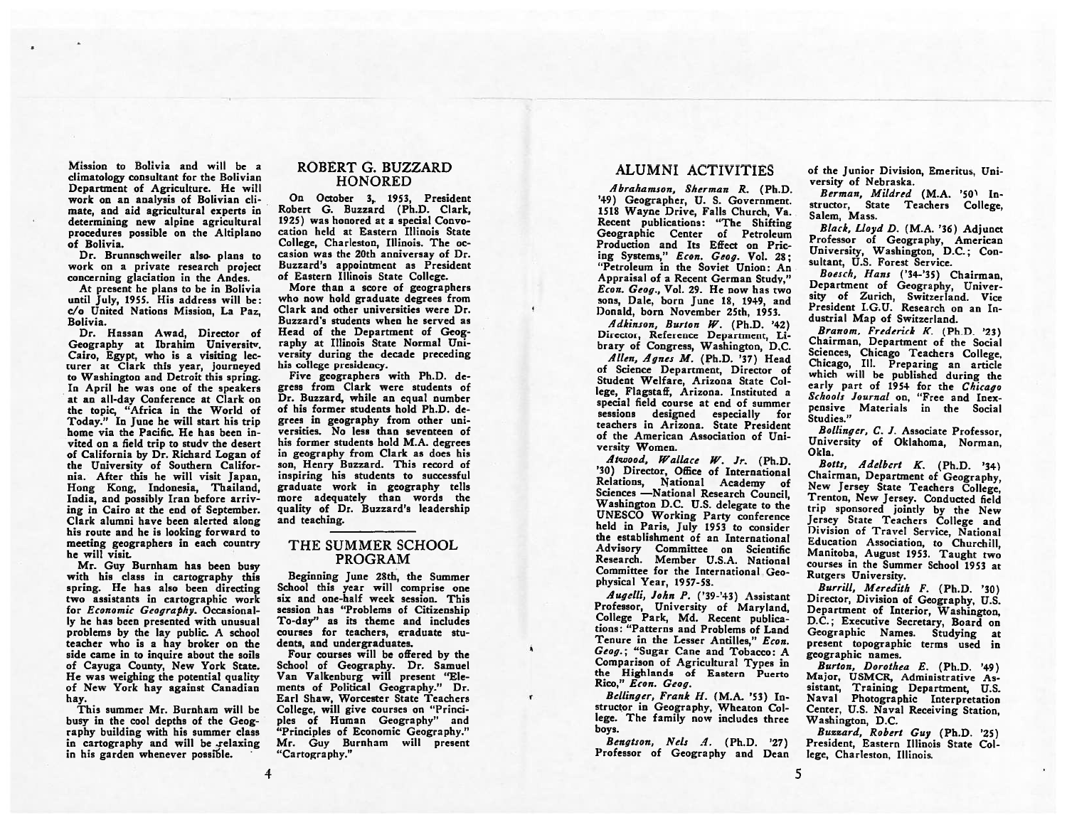Mission to Bolivia and will be a climatology consultant for the Bolivian Department of Agriculture. He will work on an analysis of Bolivian climate, and aid agricultural experts in determining new alpine agricultural procedures possible on the Altiplano of Bolivia.

Dr. Brunnschweiler also plans to work on a private research project concerning glaciation in the Andes.

At present he plans to be in Bolivia until July, 1955. His address will be: c/o United Nations Mission, La Paz, Bolivia.

Dr. Hassan Awad, Director of Geography at Ibrahim University, Cairo, Egypt, who is a visiting lecturer at Clark this year, journeyed to Washington and Detroit this spring. In April he was one of the speakers at an all-day Conference at Clark on the topic, "Africa in the World of Today." In June he will start his trip home via the Pacific. He has been invited on a field trip to study the desert of California by Dr. Richard Logan of the University of Southern California. After this he will visit Japan, Hong Kong, Indonesia, Thailand, India, and possibly Iran before arriving in Cairo at the end of September. Clark alumni have been alerted along his route and he is looking forward to meeting geographers in each country he will visit.

Mr. Guy Burnham has been busy with his class in cartography this spring. He has also been directing two assistants in cartographic work for *Economic Geography.* Occasionally he has been presented with unusual problems by the lay public. A school teacher who is a hay broker on the side came in to inquire about the soils of Cayuga County, New York State. He was weighing the potential quality of New York hay against Canadian hay.

This summer Mr. Burnham will be busy in the cool depths of the Geography building with his summer class in cartography and will be relaxing in his garden whenever possible.

## ROBERT G. BUZZARD HONORED

On October 3, 1953, President Robert G. Buzzard (Ph.D. Clark, 1925) was honored at a special Convocation held at Eastern Illinois State College, Charleston, Illinois. The occasion was the 20th anniversary of Dr. Buzzard's appointment as President of Eastern Illinois State College.

More than a score of geographers who now hold graduate degrees from Clark and other universities were Dr. Buzzard's students when he served as Head of the Department of Geography at Illinois State Normal University during the decade preceding his college presidency.

Five geographers with Ph.D. degress from Clark were students of Dr. Buzzard, while an equal number of his former students hold Ph.D. degrees in geography from other universities. No less than seventeen of his former students hold M.A. degrees in geography from Clark as does his son, Henry Buzzard. This record of inspiring his students to successful graduate work in geography tells more adequately than words the quality of Dr. Buzzard's leadership and teaching.

## THE SUMMER SCHOOL PROGRAM

Beginning June 28th, the Summer School this year will comprise one six and one-half week session. This session has "Problems of Citizenship To-day" as its theme and includes courses for teachers, graduate students, and undergraduates.

Four courses will be offered by the School of Geography. Dr. Samuel Van Valkenburg will present "Elements of Political Geography." Dr. Earl Shaw, Worcester State Teachers College, will give courses on "Principles of Human Geography" and "Principles of Economic Geography." Mr. Guy Burnham will present "Cartography."

## ALUMNI ACTIVITIES

*Abrahamson, Sherman R.* (Ph.D. '49) Geographer, U. S. Government. 1518 Wayne Drive, Falls Church, Va. Recent publications: "The Shifting Geographic Center of Petroleum Production and Its Effect on Pricing Systems," *Econ. Geog.* Vol. 28; "Petroleum in the Soviet Union: An Appraisal of a Recent German Study," *Econ. Geog.*, Vol. 29. He now has two sons, Dale, born June 18, 1949, and Donald, born November 25th, 1953.

*Adkinson, Burton W.* (Ph.D. '42) Director, Reference Department, Library of Congress, Washington, D.C.

*Allen, Agnes M.* (Ph.D. '37) Head of Science Department, Director of Student Welfare, Arizona State College, Flagstaff, Arizona. Instituted a special field course at end of summer sessions designed especially for teachers in Arizona. State President of the American Association of University Women.

*Atwood, Wallace W. Jr.* (Ph.D. '30) Director, Office of International Relations, National Academy of Sciences —National Research Council, Washington D.C. U.S. delegate to the UNESCO Working Party conference held in Paris, July 1953 to consider the establishment of an International Advisory Committee on Scientific Research. Member U.S.A. National Committee for the International Geophysical Year, 1957-58.

*Augelli, John P.* ('39-'43) Assistant Professor, University of Maryland, College Park, Md. Recent publications: "Patterns and Problems of Land Tenure in the Lesser Antilles," *Econ. Geog.*; "Sugar Cane and Tobacco: A Comparison of Agricultural Types in the Highlands of Eastern Puerto Rico," *Econ. Geog.*

*Bellinger, Frank H.* (M.A. '53) Instructor in Geography, Wheaton College. The family now includes three boys.

*Bengtson, Nels A.* (Ph.D. '27) Professor of Geography and Dean of the Junior Division, Emeritus, University of Nebraska.

*Berman, Mildred* (M.A. '50) Instructor, State Teachers College, Salem, Mass.

*Black, Lloyd D.* (M.A. '36) Adjunct Professor of Geography, American University, Washington, D.C.; Consultant, U.S. Forest Service.

*Boesch, Hans* ('34-'35) Chairman, Department of Geography, University of Zurich, Switzerland. Vice President I.G.U. Research on an Industrial Map of Switzerland.

*Branom, Frederick K.* (Ph.D. '23) Chairman, Department of the Social Sciences, Chicago Teachers College, Chicago, Ill. Preparing an article which will be published during the early part of 1954 for the *Chicago Schools Journal* on, "Free and Inexpensive Materials in the Social Studies."

*Bollinger, C. J.* Associate Professor, University of Oklahoma, Norman, Okla.

*Botts, Adelbert K.* (Ph.D. '34) Chairman, Department of Geography, New Jersey State Teachers College, Trenton, New Jersey. Conducted field trip sponsored jointly by the New Jersey State Teachers College and Division of Travel Service, National Education Association, to Churchill, Manitoba, August 1953. Taught two courses in the Summer School 1953 at Rutgers University.

*Burrill, Meredith F.* (Ph.D. '30) Director, Division of Geography, U.S. Department of Interior, Washington, D.C.; Executive Secretary, Board on Geographic Names. Studying at present topographic terms used in geographic names.

*Burton, Dorothea E.* (Ph.D. '49) Major, USMCR, Administrative Assistant, Training Department, U.S. Naval Photographic Interpretation Center, U.S. Naval Receiving Station, Washington, D.C.

*Buzzard, Robert Guy* (Ph.D. '25) President, Eastern Illinois State College, Charleston, Illinois.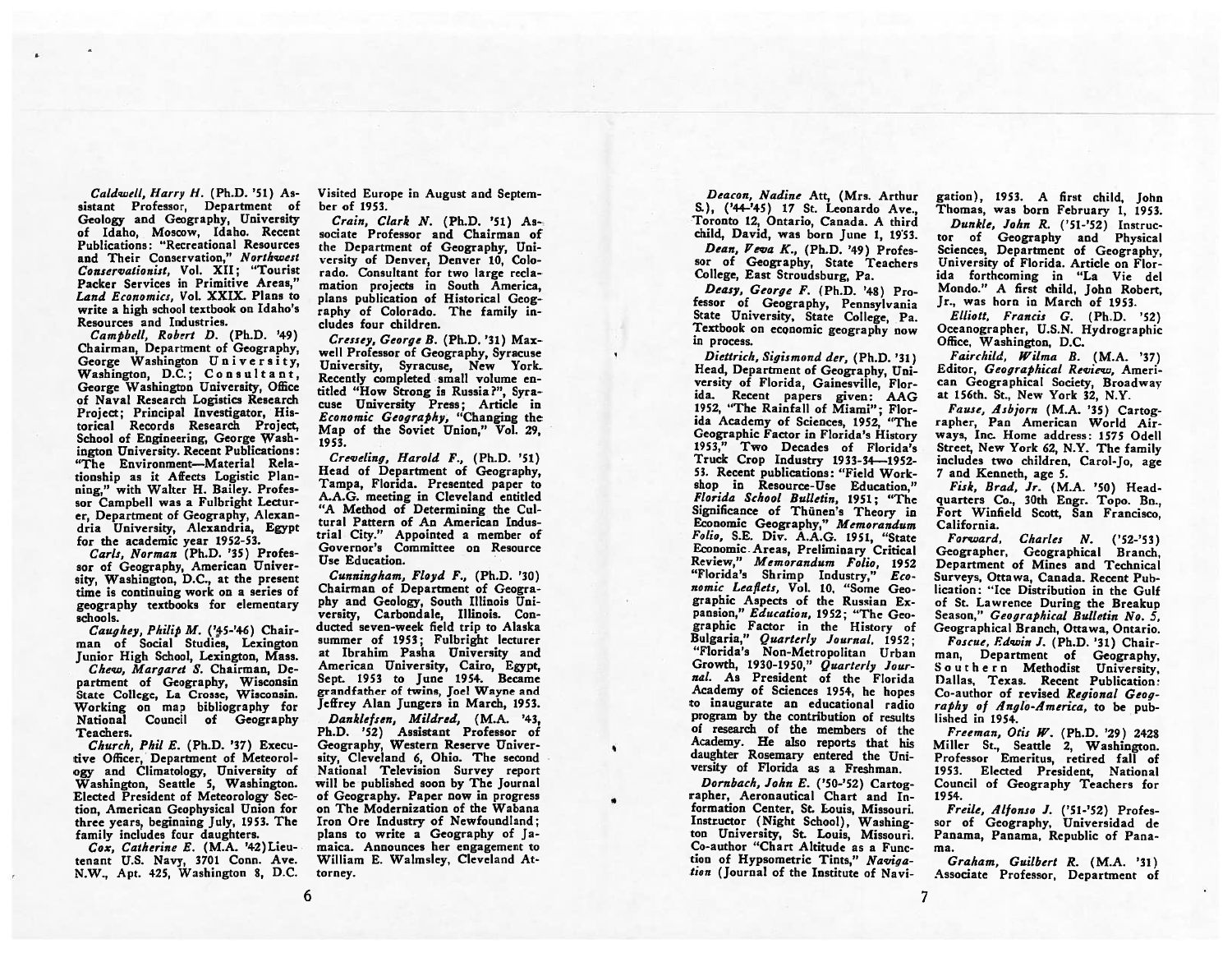*Caldwell, Harry H.* (Ph.D. '51) Assistant Professor, Department of Geology and Geography, University of Idaho, Moscow, Idaho. Recent Publications: "Recreational Resources and Their Conservation," *Northwest Conservationist*, Vol. XII; "Tourist Packer Services in Primitive Areas," *Land Economics*, Vol. XXIX. Plans to write a high school textbook on Idaho's Resources and Industries.

*Campbell, Robert D.* (Ph.D. '49) Chairman, Department of Geography, George Washington University, Washington, D.C.; Consultant, George Washington University, Office of Naval Research Logistics Research Project; Principal Investigator, Historical Records Research Project, School of Engineering, George Washington University. Recent Publications: "The Environment—Material Relationship as it Affects Logistic Planning," with Walter H. Bailey. Professor Campbell was a Fulbright Lecturer, Department of Geography, Alexandria University, Alexandria, Egypt for the academic year 1952-53.

*Carls, Norman* (Ph.D. '35) Professor of Geography, American University, Washington, D.C., at the present time is continuing work on a series of geography textbooks for elementary schools.

*Caughey, Philip M.* ('45-'46) Chairman of Social Studies, Lexington Junior High School, Lexington, Mass.

*Chew, Margaret S.* Chairman, Department of Geography, Wisconsin State College, La Crosse, Wisconsin. Working on map bibliography for National Council of Geography Teachers.

*Church, Phil E.* (Ph.D. '37) Executive Officer, Department of Meteorology and Climatology, University of Washington, Seattle 5, Washington. Elected President of Meteorology Section, American Geophysical Union for three years, beginning July, 1953. The family includes four daughters.

*Cox, Catherine E.* (M.A. '42) Lieutenant U.S. Navy, 3701 Conn. Ave. N.W., Apt. 425, Washington 8, D.C. Visited Europe in August and September of 1953.

*Crain, Clark N.* (Ph.D. '51) Associate Professor and Chairman of the Department of Geography, University of Denver, Denver 10, Colorado. Consultant for two large reclamation projects in South America, plans publication of Historical Geography of Colorado. The family includes four children.

*Cressey, George B.* (Ph.D. '31) Maxwell Professor of Geography, Syracuse University, Syracuse, New York. Recently completed small volume entitled "How Strong is Russia?", Syracuse University Press; Article in *Economic Geography*, "Changing the Map of the Soviet Union," Vol. 29, 1953.

*Creveling, Harold F.*, (Ph.D. '51) Head of Department of Geography, Tampa, Florida. Presented paper to A.A.G. meeting in Cleveland entitled "A Method of Determining the Cultural Pattern of An American Industrial City." Appointed a member of Governor's Committee on Resource Use Education.

*Cunningham, Floyd F.*, (Ph.D. '30) Chairman of Department of Geography and Geology, South Illinois University, Carbondale, Illinois. Conducted seven-week field trip to Alaska summer of 1953; Fulbright lecturer at Ibrahim Pasha University and American University, Cairo, Egypt, Sept. 1953 to June 1954. Became grandfather of twins, Joel Wayne and Jeffrey Alan Jungers in March, 1953.

*Danklefsen, Mildred*, (M.A. '43, Ph.D. '52) Assistant Professor of Geography, Western Reserve University, Cleveland 6, Ohio. The second National Television Survey report will be published soon by The Journal of Geography. Paper now in progress on The Modernization of the Wabana Iron Ore Industry of Newfoundland; plans to write a Geography of Jamaica. Announces her engagement to William E. Walmsley, Cleveland Attorney.

*Deacon, Nadine* Att, (Mrs. Arthur S.), ('44-'45) 17 St. Leonardo Ave., Toronto 12, Ontario, Canada. A third child, David, was born June 1, 1953.

*Dean, Vera K.*, (Ph.D. '49) Professor of Geography, State Teachers College, East Stroudsburg, Pa.

*Deasy, George F.* (Ph.D. '48) Professor of Geography, Pennsylvania State University, State College, Pa. Textbook on economic geography now in process.

*Diettrich, Sigismond der*, (Ph.D. '31) Head, Department of Geography, University of Florida, Gainesville, Florida. Recent papers given: AAG 1952, "The Rainfall of Miami"; Florida Academy of Sciences, 1952, "The Geographic Factor in Florida's History 1953," Two Decades of Florida's Truck Crop Industry 1933-34—1952-53. Recent publications: "Field Workshop in Resource-Use Education," *Florida School Bulletin*, 1951; "The Significance of Thünen's Theory in Economic Geography," *Memorandum Folio*, S.E. Div. A.A.G. 1951, "State Economic Areas, Preliminary Critical Review," *Memorandum Folio*, 1952 "Florida's Shrimp Industry," *Economic Leaflets*, Vol. 10, "Some Geographic Aspects of the Russian Expansion," *Education*, 1952; "The Geographic Factor in the History of Bulgaria," *Quarterly Journal*, 1952; "Florida's Non-Metropolitan Urban Growth, 1930-1950," *Quarterly Journal*. As President of the Florida Academy of Sciences 1954, he hopes to inaugurate an educational radio program by the contribution of results of research of the members of the Academy. He also reports that his daughter Rosemary entered the University of Florida as a Freshman.

*Dornbach, John E.* ('50-'52) Cartographer, Aeronautical Chart and Information Center, St. Louis, Missouri. Instructor (Night School), Washington University, St. Louis, Missouri. Co-author "Chart Altitude as a Function of Hypsometric Tints," *Navigation* (Journal of the Institute of Navigation), 1953. A first child, John Thomas, was born February 1, 1953.

*Dunkle, John R.* ('51-'52) Instructor of Geography and Physical Sciences, Department of Geography, University of Florida. Article on Florida forthcoming in "La Vie del Mondo." A first child, John Robert, Jr., was born in March of 1953.

*Elliott, Francis G.* (Ph.D. '52) Oceanographer, U.S.N. Hydrographic Office, Washington, D.C.

*Fairchild, Wilma B.* (M.A. '37) Editor, *Geographical Review*, American Geographical Society, Broadway at 156th. St., New York 32, N.Y.

*Fause, Asbjorn* (M.A. '35) Cartographer, Pan American World Airways, Inc. Home address: 1575 Odell Street, New York 62, N.Y. The family includes two children, Carol-Jo, age 7 and Kenneth, age 5.

*Fisk, Brad, Jr.* (M.A. '50) Headquarters Co., 30th Engr. Topo. Bn., Fort Winfield Scott, San Francisco, California.

*Forward, Charles N.* ('52-'53) Geographer, Geographical Branch, Department of Mines and Technical Surveys, Ottawa, Canada. Recent Publication: "Ice Distribution in the Gulf of St. Lawrence During the Breakup Season," *Geographical Bulletin No. 5*, Geographical Branch, Ottawa, Ontario.

*Foscue, Edwin J.* (Ph.D. '31) Chairman, Department of Geography, Southern Methodist University, Dallas, Texas. Recent Publication: Co-author of revised *Regional Geography of Anglo-America*, to be published in 1954.

*Freeman, Otis W.* (Ph.D. '29) 2428 Miller St., Seattle 2, Washington. Professor Emeritus, retired fall of 1953. Elected President, National Council of Geography Teachers for 1954.

*Freile, Alfonso J.* ('51-'52) Professor of Geography, Universidad de Panama, Panama, Republic of Panama.

*Graham, Guilbert R.* (M.A. '31) Associate Professor, Department of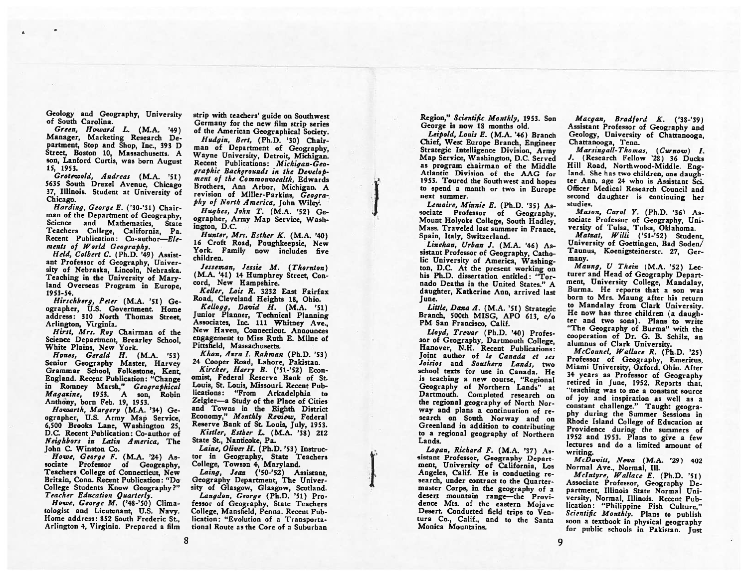Geology and Geography, University of South Carolina.

*Green, Howard L.* (M.A. '49) Manager, Marketing Research Department, Stop and Shop, Inc., 393 D Street, Boston 10, Massachusetts. A son, Lanford Curtis, was born August 15, 1953.

*Grotewold, Andreas* (M.A. '51) 5635 South Drexel Avenue, Chicago 37, Illinois. Student at University of Chicago.

*Harding, George E.* ('30-'31) Chairman of the Department of Geography, Science and Mathematics, State Teachers College, California, Pa. Recent Publication: Co-author—*Elements of World Geography.*

*Held, Colbert C.* (Ph.D. '49) Assistant Professor of Geography, University of Nebraska, Lincoln, Nebraska. Teaching in the University of Maryland Overseas Program in Europe, 1953-54.

*Hirschberg, Peter* (M.A. '51) Geographer, U.S. Government. Home address: 310 North Thomas Street, Arlington, Virginia.

*Hirst, Mrs. Roy* Chairman of the Science Department, Brearley School, White Plains, New York.

*Hones, Gerald H.* (M.A. '53) Senior Geography Master, Harvey Grammar School, Folkestone, Kent, England. Recent Publication: "Change in Romney Marsh," *Geographical Magazine,* 1953. A son, Robin Anthony, born Feb. 19, 1953.

*Howarth, Margery* (M.A. '34) Geographer, U.S. Army Map Service, 6,500 Brooks Lane, Washington 25, D.C. Recent Publication: Co-author of *Neighbors in Latin America,* The John C. Winston Co.

*Howe, George F.* (M.A. '24) Associate Professor of Geography, Teachers College of Connecticut, New Britain, Conn. Recent Publication: "Do College Students Know Geography?" *Teacher Education Quarterly.*

*Howe, George M.* ('48-'50) Climatologist and Lieutenant, U.S. Navy. Home address: 852 South Frederic St., Arlington 4, Virginia. Prepared a film strip with teachers' guide on Southwest Germany for the new film strip series of the American Geographical Society.

*Hudgin, Bert,* (Ph.D. '30) Chairman of Department of Geography, Wayne University, Detroit, Michigan. Recent Publications: *Michigan-Geographic Backgrounds in the Development of the Commonwealth,* Edwards Brothers, Ann Arbor, Michigan. A revision of Miller-Parkins, *Geography of North America,* John Wiley.

*Hughes, John T.* (M.A. '52) Geographer, Army Map Service, Washington, D.C.

*Hunter, Mrs. Esther K.* (M.A. '40) 16 Croft Road, Poughkeepsie, New York. Family now includes five children.

*Jesseman, Jessie M.* (*Thornton*) (M.A. '41) 14 Humphrey Street, Concord, New Hampshire.

*Keller, Lois R.* 3232 East Fairfax Road, Cleveland Heights 18, Ohio.

*Kellogg, David H.* (M.A. '51) Junior Planner, Technical Planning Associates, Inc. 111 Whitney Ave., New Haven, Connecticut. Announces engagement to Miss Ruth E. Milne of Pittsfield, Massachusetts.

*Khan, Azra I. Rahman* (Ph.D. '53) 24 Cooper Road, Lahore, Pakistan.

*Kircher, Harry B.* ('51-'52) Economist, Federal Reserve Bank of St. Louis, St. Louis, Missouri. Recent Publications: "From Arkadelphia to Zeigler—a Study of the Place of Cities and Towns in the Eighth District Economy," *Monthly Review,* Federal Reserve Bank of St. Louis, July, 1953.

*Kistler, Esther L.* (M.A. '38) 212 State St., Nanticoke, Pa.

*Laine, Oliver H.* (Ph.D. '53) Instructor in Geography, State Teachers College, Towson 4, Maryland.

*Laing, Jean* ('50-'52) Assistant, Geography Department, The University of Glasgow, Glasgow, Scotland.

*Langdon, George* (Ph.D. '51) Professor of Geography, State Teachers College, Mansfield, Penna. Recent Publication: "Evolution of a Transportational Route as the Core of a Suburban Region," *Scientific Monthly,* 1953. Son George is now 18 months old.

*Leipold, Louis E.* (M.A. '46) Branch Chief, West Europe Branch, Engineer Strategic Intelligence Division, Army Map Service, Washington, D.C. Served as program chairman of the Middle Atlantic Division of the AAG for 1953. Toured the Southwest and hopes to spend a month or two in Europe next summer.

*Lemaire, Minnie E.* (Ph.D. '35) Associate Professor of Geography, Mount Holyoke College, South Hadley, Mass. Traveled last summer in France, Spain, Italy, Switzerland.

*Linehan, Urban J.* (M.A. '46) Assistant Professor of Geography, Catholic University of America, Washington, D.C. At the present working on his Ph.D. dissertation entitled: "Tornado Deaths in the United States." A daughter, Katherine Ann, arrived last June.

*Little, Dana A.* (M.A. '51) Strategic Branch, 500th MISG, APO 613, c/o PM San Francisco, Calif.

*Lloyd, Trevor* (Ph.D. '40) Professor of Geography, Dartmouth College, Hanover, N.H. Recent Publications: Joint author of *le Canada et ses Voisios* and *Southern Lands,* two school texts for use in Canada. He is teaching a new course, "Regional Geography of Northern Lands" at Dartmouth. Completed research on the regional geography of North Norway and plans a continuation of research on South Norway and on Greenland in addition to contributing to a regional geography of Northern Lands.

*Logan, Richard F.* (M.A. '37) Assistant Professor, Geography Department, University of California, Los Angeles, Calif. He is conducting research, under contract to the Quartermaster Corps, in the geography of a desert mountain range—the Providence Mts. of the eastern Mojave Desert. Conducted field trips to Ventura Co., Calif., and to the Santa Monica Mountains.

*Macgan, Bradford K.* ('38-'39) Assistant Professor of Geography and Geology, University of Chattanooga, Chattanooga, Tenn.

*Marsingall-Thomas,* (*Curnow*) *I. J.* (Research Fellow '28) 36 Ducks Hill Road, Northwood-Middle. England. She has two children, one daughter Ann, age 24 who is Assistant Sci. Officer Medical Research Council and second daughter is continuing her studies.

*Mason, Carol Y.* (Ph.D. '36) Associate Professor of Geography, University of Tulsa, Tulsa, Oklahoma.

*Matzat, Willi* ('51-'52) Student, University of Goettingen, Bad Soden/Taunus, Koenigsteinerstr. 27, Germany.

*Maung, U Thein* (M.A. '52) Lecturer and Head of Geography Department, University College, Mandalay, Burma. He reports that a son was born to Mrs. Maung after his return to Mandalay from Clark University. He now has three children (a daughter and two sons). Plans to write "The Geography of Burma" with the cooperation of Dr. G. B. Schilz, an alumnus of Clark University.

*McConnel, Wallace R.* (Ph.D. '25) Professor of Geography, Emeritus, Miami University, Oxford, Ohio. After 34 years as Professor of Geography retired in June, 1952. Reports that, "teaching was to me a constant source of joy and inspiration as well as a constant challenge." Taught geography during the Summer Sessions in Rhode Island College of Education at Providence during the summers of 1952 and 1953. Plans to give a few lectures and do a limited amount of writing.

*McDavitt, Neva* (M.A. '29) 402 Normal Ave., Normal, Ill.

*McIntyre, Wallace E.* (Ph.D. '51) Associate Professor, Geography Department, Illinois State Normal University, Normal, Illinois. Recent Publication: "Philippine Fish Culture," *Scientific Monthly.* Plans to publish soon a textbook in physical geography for public schools in Pakistan. Just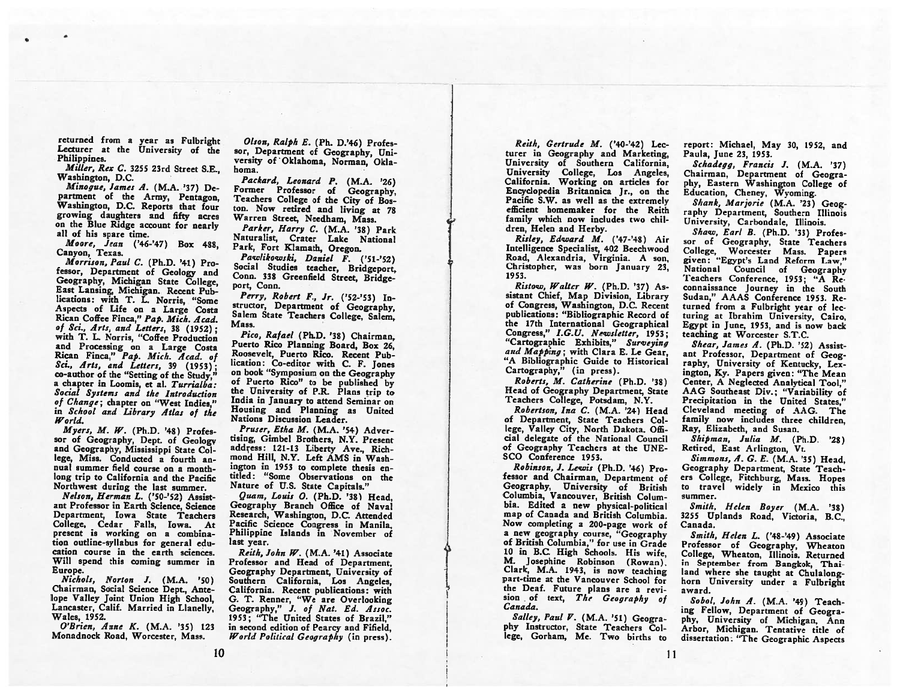returned from a year as Fulbright Lecturer at the University of the Philippines.

*Miller, Rex C.* 3255 23rd Street S.E., Washington, D.C.

*Minogue, James A.* (M.A. '37) Department of the Army, Pentagon, Washington, D.C. Reports that four growing daughters and fifty acres on the Blue Ridge account for nearly all of his spare time.

*Moore, Jean* ('46-'47) Box 488, Canyon, Texas.

*Morrison, Paul C.* (Ph.D. '41) Professor, Department of Geology and Geography, Michigan State College, East Lansing, Michigan. Recent Publications: with T. L. Norris, "Some Aspects of Life on a Large Costa Rican Coffee Finca," *Pap. Mich. Acad. of Sci., Arts, and Letters*, 38 (1952); with T. L. Norris, "Coffee Production and Processing on a Large Costa Rican Finca," *Pap. Mich. Acad. of Sci., Arts, and Letters*, 39 (1953); co-author of the "Setting of the Study," a chapter in Loomis, et al. *Turrialba: Social Systems and the Introduction of Change*; chapter on "West Indies," in *School and Library Atlas of the World.*

*Myers, M. W.* (Ph.D. '48) Professor of Geography, Dept. of Geology and Geography, Mississippi State College, Miss. Conducted a fourth annual summer field course on a month-long trip to California and the Pacific Northwest during the last summer.

*Nelson, Herman L.* ('50-'52) Assistant Professor in Earth Science, Science Department, Iowa State Teachers College, Cedar Falls, Iowa. At present is working on a combination outline-syllabus for general education course in the earth sciences. Will spend this coming summer in Europe.

*Nichols, Norton J.* (M.A. '50) Chairman, Social Science Dept., Antelope Valley Joint Union High School, Lancaster, Calif. Married in Llanelly, Wales, 1952.

*O'Brien, Anne K.* (M.A. '35) 123 Monadnock Road, Worcester, Mass.

*Olson, Ralph E.* (Ph. D.'46) Professor, Department of Geography, University of Oklahoma, Norman, Oklahoma.

*Packard, Leonard P.* (M.A. '26) Former Professor of Geography, Teachers College of the City of Boston. Now retired and living at 78 Warren Street, Needham, Mass.

*Parker, Harry C.* (M.A. '38) Park Naturalist, Crater Lake National Park, Fort Klamath, Oregon.

*Pawlikowski, Daniel F.* ('51-'52) Social Studies teacher, Bridgeport, Conn. 338 Greenfield Street, Bridgeport, Conn.

*Perry, Robert F., Jr.* ('52-'53) Instructor, Department of Geography, Salem State Teachers College, Salem, Mass.

*Pico, Rafael* (Ph.D. '38) Chairman, Puerto Rico Planning Board, Box 26, Roosevelt, Puerto Rico. Recent Publication: Co-editor with C. F. Jones on book "Symposium on the Geography of Puerto Rico" to be published by the University of P.R. Plans trip to India in January to attend Seminar on Housing and Planning as United Nations Discussion Leader.

*Pruser, Etha M.* (M.A. '54) Advertising, Gimbel Brothers, N.Y. Present address: 121-13 Liberty Ave., Richmond Hill, N.Y. Left AMS in Washington in 1953 to complete thesis entitled: "Some Observations on the Nature of U.S. State Capitals."

*Quam, Louis O.* (Ph.D. '38) Head, Geography Branch Office of Naval Research, Washington, D.C. Attended Pacific Science Congress in Manila, Philippine Islands in November of last year.

*Reith, John W.* (M.A. '41) Associate Professor and Head of Department, Geography Department, University of Southern California, Los Angeles, California. Recent publications: with G. T. Renner, "We are Overlooking Geography," *J. of Nat. Ed. Assoc.* 1953; "The United States of Brazil," in second edition of Pearcy and Fifield, *World Political Geography* (in press).

*Reith, Gertrude M.* ('40-'42) Lecturer in Geography and Marketing, University of Southern California, University College, Los Angeles, California. Working on articles for Encyclopedia Britannica Jr., on the Pacific S.W. as well as the extremely efficient homemaker for the Reith family which now includes two children, Helen and Herby.

*Risley, Edward M.* ('47-'48) Air Intelligence Specialist, 402 Beechwood Road, Alexandria, Virginia. A son, Christopher, was born January 23, 1953.

*Ristow, Walter W.* (Ph.D. '37) Assistant Chief, Map Division, Library of Congress, Washington, D.C. Recent publications: "Bibliographic Record of the 17th International Geographical Congress," *I.G.U. Newsletter*, 1953; "Cartographic Exhibits," *Surveying and Mapping*; with Clara E. Le Gear, "A Bibliographic Guide to Historical Cartography," (in press).

*Roberts, M. Catherine* (Ph.D. '38) Head of Geography Department, State Teachers College, Potsdam, N.Y.

*Robertson, Ina C.* (M.A. '24) Head of Department, State Teachers College, Valley City, North Dakota. Official delegate of the National Council of Geography Teachers at the UNESCO Conference 1953.

*Robinson, J. Lewis* (Ph.D. '46) Professor and Chairman, Department of Geography, University of British Columbia, Vancouver, British Columbia. Edited a new physical-political map of Canada and British Columbia. Now completing a 200-page work of a new geography course, "Geography of British Columbia," for use in Grade 10 in B.C. High Schools. His wife, M. Josephine Robinson (Rowan). Clark, M.A. 1943, is now teaching part-time at the Vancouver School for the Deaf. Future plans are a revision of text, *The Geography of Canada.*

*Salley, Paul V.* (M.A. '51) Geography Instructor, State Teachers College, Gorham, Me. Two births to report: Michael, May 30, 1952, and Paula, June 23, 1953.

*Schadegg, Francis J.* (M.A. '37) Chairman, Department of Geography, Eastern Washington College of Education, Cheney, Wyoming.

*Shank, Marjorie* (M.A. '23) Geography Department, Southern Illinois University, Carbondale, Illinois.

*Shaw, Earl B.* (Ph.D. '33) Professor of Geography, State Teachers College, Worcester Mass. Papers given: "Egypt's Land Reform Law," National Council of Geography Teachers Conference, 1953; "A Reconnaissance Journey in the South Sudan," AAAS Conference 1953. Returned from a Fulbright year of lecturing at Ibrahim University, Cairo, Egypt in June, 1953, and is now back teaching at Worcester S.T.C.

*Shear, James A.* (Ph.D. '52) Assistant Professor, Department of Geography, University of Kentucky, Lexington, Ky. Papers given: "The Mean Center, A Neglected Analytical Tool," AAG Southeast Div.; "Variability of Precipitation in the United States," Cleveland meeting of AAG. The family now includes three children, Ray, Elizabeth, and Susan.

*Shipman, Julia M.* (Ph.D. '28) Retired, East Arlington, Vt.

*Simmons, A. G. E.* (M.A. '35) Head, Geography Department, State Teachers College, Fitchburg, Mass. Hopes to travel widely in Mexico this summer.

*Smith, Helen Boyer* (M.A. '38) 3255 Uplands Road, Victoria, B.C., Canada.

*Smith, Helen L.* ('48-'49) Associate Professor of Geography, Wheaton College, Wheaton, Illinois. Returned in September from Bangkok, Thailand where she taught at Chulalonghorn University under a Fulbright award.

*Sobol, John A.* (M.A. '49) Teaching Fellow, Department of Geography, University of Michigan, Ann Arbor, Michigan. Tentative title of dissertation: "The Geographic Aspects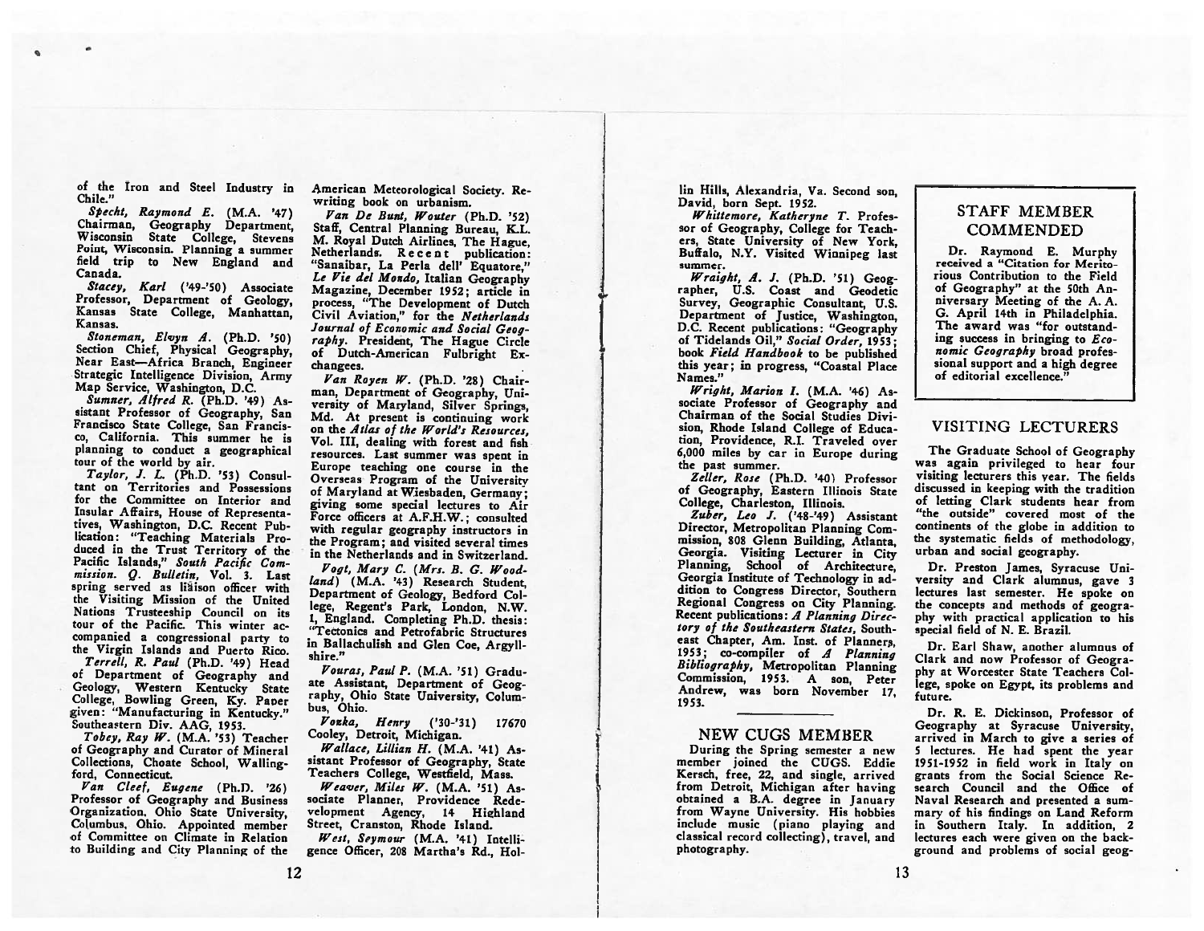of the Iron and Steel Industry in Chile."

*Specht, Raymond E.* (M.A. '47) Chairman, Geography Department, Wisconsin State College, Stevens Point, Wisconsin. Planning a summer field trip to New England and Canada.

*Stacey, Karl* ('49-'50) Associate Professor, Department of Geology, Kansas State College, Manhattan, Kansas.

*Stoneman, Elvyn A.* (Ph.D. '50) Section Chief, Physical Geography, Near East—Africa Branch, Engineer Strategic Intelligence Division, Army Map Service, Washington, D.C.

*Sumner, Alfred R.* (Ph.D. '49) Assistant Professor of Geography, San Francisco State College, San Francisco, California. This summer he is planning to conduct a geographical tour of the world by air.

*Taylor, J. L.* (Ph.D. '53) Consultant on Territories and Possessions for the Committee on Interior and Insular Affairs, House of Representatives, Washington, D.C. Recent Publication: "Teaching Materials Produced in the Trust Territory of the Pacific Islands," *South Pacific Commission. Q. Bulletin,* Vol. 3. Last spring served as liaison officer with the Visiting Mission of the United Nations Trusteeship Council on its tour of the Pacific. This winter accompanied a congressional party to the Virgin Islands and Puerto Rico.

*Terrell, R. Paul* (Ph.D. '49) Head of Department of Geography and Geology, Western Kentucky State College, Bowling Green, Ky. Paper given: "Manufacturing in Kentucky." Southeastern Div. AAG, 1953.

*Tobey, Ray W.* (M.A. '53) Teacher of Geography and Curator of Mineral Collections, Choate School, Wallingford, Connecticut.

*Van Cleef, Eugene* (Ph.D. '26) Professor of Geography and Business Organization, Ohio State University, Columbus, Ohio. Appointed member of Committee on Climate in Relation to Building and City Planning of the American Meteorological Society. Rewriting book on urbanism.

*Van De Bunt, Wouter* (Ph.D. '52) Staff, Central Planning Bureau, K.L. M. Royal Dutch Airlines, The Hague, Netherlands. Recent publication: "Sanaibar, La Perla dell' Equatore," *Le Vie del Mondo,* Italian Geography Magazine, December 1952; article in process, "The Development of Dutch Civil Aviation," for the *Netherlands Journal of Economic and Social Geography.* President, The Hague Circle of Dutch-American Fulbright Exchangees.

*Van Royen W.* (Ph.D. '28) Chairman, Department of Geography, University of Maryland, Silver Springs, Md. At present is continuing work on the *Atlas of the World's Resources,* Vol. III, dealing with forest and fish resources. Last summer was spent in Europe teaching one course in the Overseas Program of the University of Maryland at Wiesbaden, Germany; giving some special lectures to Air Force officers at A.F.H.W.; consulted with regular geography instructors in the Program; and visited several times in the Netherlands and in Switzerland.

*Vogt, Mary C. (Mrs. B. G. Woodland)* (M.A. '43) Research Student, Department of Geology, Bedford College, Regent's Park, London, N.W. 1, England. Completing Ph.D. thesis: "Tectonics and Petrofabric Structures in Ballachulish and Glen Coe, Argyllshire."

*Vouras, Paul P.* (M.A. '51) Graduate Assistant, Department of Geography, Ohio State University, Columbus, Ohio.

*Vozka, Henry* ('30-'31) 17670 Cooley, Detroit, Michigan.

*Wallace, Lillian H.* (M.A. '41) Assistant Professor of Geography, State Teachers College, Westfield, Mass.

*Weaver, Miles W.* (M.A. '51) Associate Planner, Providence Redevelopment Agency, 14 Highland Street, Cranston, Rhode Island.

*West, Seymour* (M.A. '41) Intelligence Officer, 208 Martha's Rd., Hollin Hills, Alexandria, Va. Second son, David, born Sept. 1952.

*Whittemore, Katheryne T.* Professor of Geography, College for Teachers, State University of New York, Buffalo, N.Y. Visited Winnipeg last summer.

*Wraight, A. J.* (Ph.D. '51) Geographer, U.S. Coast and Geodetic Survey, Geographic Consultant, U.S. Department of Justice, Washington, D.C. Recent publications: "Geography of Tidelands Oil," *Social Order,* 1953; book *Field Handbook* to be published this year; in progress, "Coastal Place Names."

*Wright, Marion I.* (M.A. '46) Associate Professor of Geography and Chairman of the Social Studies Division, Rhode Island College of Education, Providence, R.I. Traveled over 6,000 miles by car in Europe during the past summer.

*Zeller, Rose* (Ph.D. '40) Professor of Geography, Eastern Illinois State College, Charleston, Illinois.

*Zuber, Leo J.* ('48-'49) Assistant Director, Metropolitan Planning Commission, 808 Glenn Building, Atlanta, Georgia. Visiting Lecturer in City Planning, School of Architecture, Georgia Institute of Technology in addition to Congress Director, Southern Regional Congress on City Planning. Recent publications: *A Planning Directory of the Southeastern States,* Southeast Chapter, Am. Inst. of Planners, 1953; co-compiler of *A Planning Bibliography,* Metropolitan Planning Commission, 1953. A son, Peter Andrew, was born November 17, 1953.

## NEW CUGS MEMBER

During the Spring semester a new member joined the CUGS. Eddie Kersch, free, 22, and single, arrived from Detroit, Michigan after having obtained a B.A. degree in January from Wayne University. His hobbies include music (piano playing and classical record collecting), travel, and photography.

## STAFF MEMBER COMMENDED

Dr. Raymond E. Murphy received a "Citation for Meritorious Contribution to the Field of Geography" at the 50th Anniversary Meeting of the A. A. G. April 14th in Philadelphia. The award was "for outstanding success in bringing to *Economic Geography* broad professional support and a high degree of editorial excellence."

## VISITING LECTURERS

The Graduate School of Geography was again privileged to hear four visiting lecturers this year. The fields discussed in keeping with the tradition of letting Clark students hear from "the outside" covered most of the continents of the globe in addition to the systematic fields of methodology, urban and social geography.

Dr. Preston James, Syracuse University and Clark alumnus, gave 3 lectures last semester. He spoke on the concepts and methods of geography with practical application to his special field of N. E. Brazil.

Dr. Earl Shaw, another alumnus of Clark and now Professor of Geography at Worcester State Teachers College, spoke on Egypt, its problems and future.

Dr. R. E. Dickinson, Professor of Geography at Syracuse University, arrived in March to give a series of 5 lectures. He had spent the year 1951-1952 in field work in Italy on grants from the Social Science Research Council and the Office of Naval Research and presented a summary of his findings on Land Reform in Southern Italy. In addition, 2 lectures each were given on the background and problems of social geog-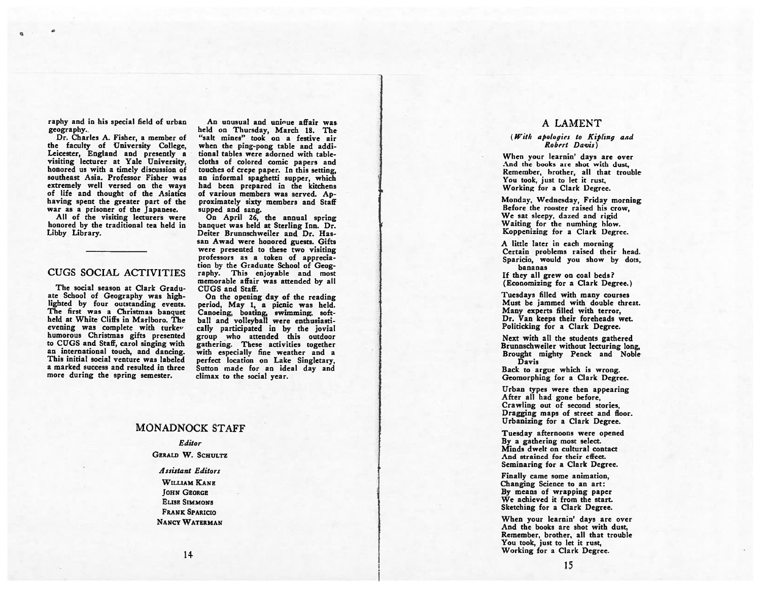raphy and in his special field of urban geography.

Dr. Charles A. Fisher, a member of the faculty of University College, Leicester, England and presently a visiting lecturer at Yale University, honored us with a timely discussion of southeast Asia. Professor Fisher was extremely well versed on the ways of life and thought of the Asiatics having spent the greater part of the war as a prisoner of the Japanese.

All of the visiting lecturers were honored by the traditional tea held in Libby Library.

---

## CUGS SOCIAL ACTIVITIES

The social season at Clark Graduate School of Geography was highlighted by four outstanding events. The first was a Christmas banquet held at White Cliffs in Marlboro. The evening was complete with turkey humorous Christmas gifts presented to CUGS and Staff, carol singing with an international touch, and dancing. This initial social venture was labeled a marked success and resulted in three more during the spring semester.

An unusual and unique affair was held on Thursday, March 18. The "salt mines" took on a festive air when the ping-pong table and additional tables were adorned with tablecloths of colored comic papers and touches of crepe paper. In this setting, an informal spaghetti supper, which had been prepared in the kitchens of various members was served. Approximately sixty members and Staff supped and sang.

On April 26, the annual spring banquet was held at Sterling Inn. Dr. Deiter Brunnschweiler and Dr. Hassan Awad were honored guests. Gifts were presented to these two visiting professors as a token of appreciation by the Graduate School of Geography. This enjoyable and most memorable affair was attended by all CUGS and Staff.

On the opening day of the reading period, May 1, a picnic was held. Canoeing, boating, swimming, softball and volleyball were enthusiastically participated in by the jovial group who attended this outdoor gathering. These activities together with especially fine weather and a perfect location on Lake Singletary, Sutton made for an ideal day and climax to the social year.

## MONADNOCK STAFF

*Editor*

GERALD W. SCHULTZ

*Assistant Editors*

WILLIAM KANE
JOHN GEORGE
ELISE SIMMONS
FRANK SPARICIO
NANCY WATERMAN

## A LAMENT

*(With apologies to Kipling and Robert Davis)*

When your learnin' days are over
And the books are shot with dust,
Remember, brother, all that trouble
You took, just to let it rust,
Working for a Clark Degree.

Monday, Wednesday, Friday morning
Before the rooster raised his crow,
We sat sleepy, dazed and rigid
Waiting for the numbing blow.
Koppenizing for a Clark Degree.

A little later in each morning
Certain problems raised their head.
Sparicio, would you show by dots, bananas
If they all grew on coal beds?
(Economizing for a Clark Degree.)

Tuesdays filled with many courses
Must be jammed with double threat.
Many experts filled with terror,
Dr. Van keeps their foreheads wet.
Politicking for a Clark Degree.

Next with all the students gathered
Brunnschweiler without lecturing long,
Brought mighty Penck and Noble Davis
Back to argue which is wrong.
Geomorphing for a Clark Degree.

Urban types were then appearing
After all had gone before,
Crawling out of second stories,
Dragging maps of street and floor.
Urbanizing for a Clark Degree.

Tuesday afternoons were opened
By a gathering most select.
Minds dwelt on cultural contact
And strained for their effect.
Seminaring for a Clark Degree.

Finally came some animation,
Changing Science to an art:
By means of wrapping paper
We achieved it from the start.
Sketching for a Clark Degree.

When your learnin' days are over
And the books are shot with dust,
Remember, brother, all that trouble
You took, just to let it rust,
Working for a Clark Degree.